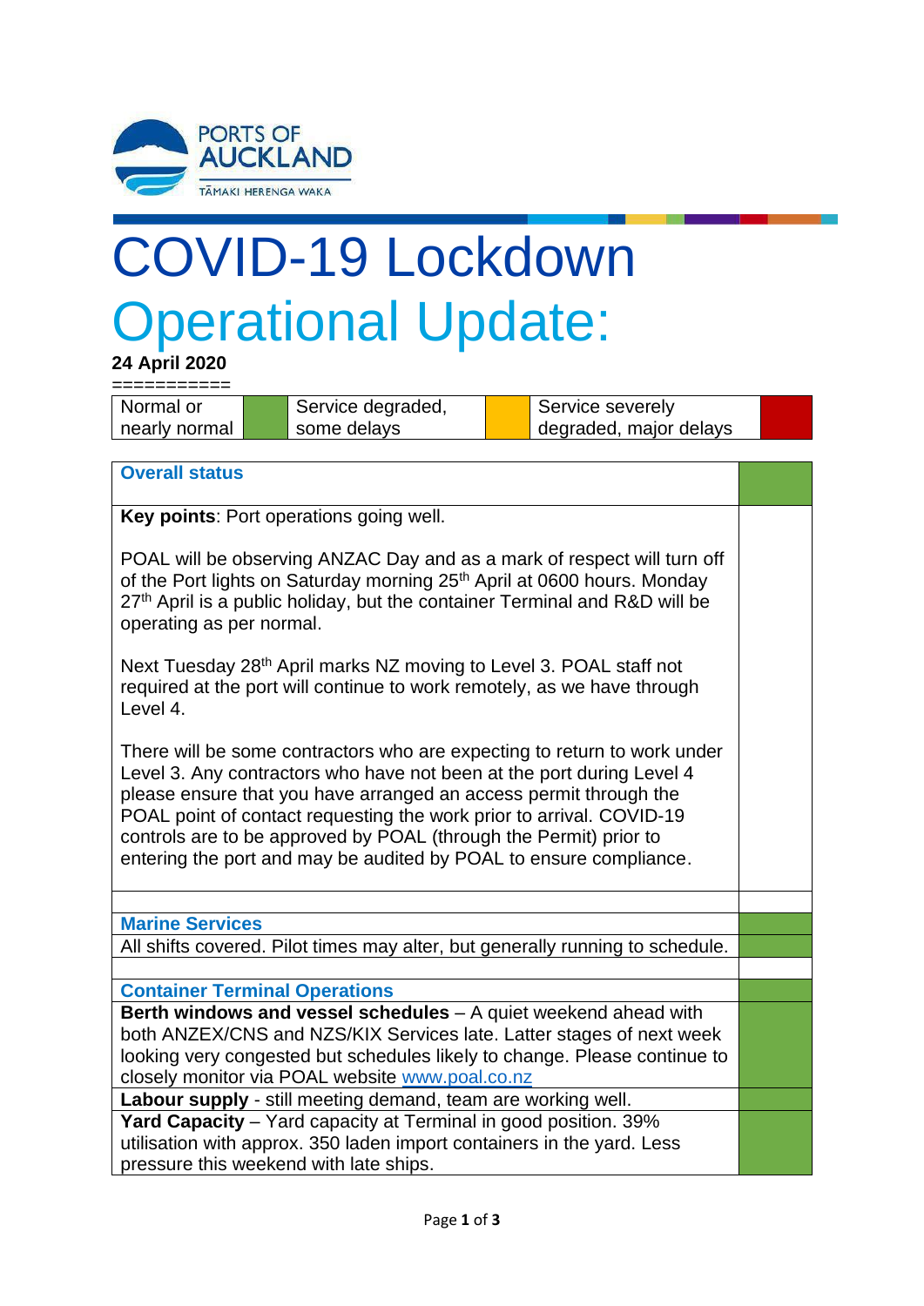# COVID-19 Lockdown Operational Update:

**24 April 2020**

===========

| Normal or nearly normal | | Service degraded, some delays | | Service severely degraded, major delays | |
|---|---|---|---|---|---|

| **Overall status** | |
|---|---|
| **Key points**: Port operations going well.<br><br>POAL will be observing ANZAC Day and as a mark of respect will turn off of the Port lights on Saturday morning 25th April at 0600 hours. Monday 27th April is a public holiday, but the container Terminal and R&D will be operating as per normal.<br><br>Next Tuesday 28th April marks NZ moving to Level 3. POAL staff not required at the port will continue to work remotely, as we have through Level 4.<br><br>There will be some contractors who are expecting to return to work under Level 3. Any contractors who have not been at the port during Level 4 please ensure that you have arranged an access permit through the POAL point of contact requesting the work prior to arrival. COVID-19 controls are to be approved by POAL (through the Permit) prior to entering the port and may be audited by POAL to ensure compliance. | |
| | |
| **Marine Services** | |
| All shifts covered. Pilot times may alter, but generally running to schedule. | |
| | |
| **Container Terminal Operations** | |
| **Berth windows and vessel schedules** – A quiet weekend ahead with both ANZEX/CNS and NZS/KIX Services late. Latter stages of next week looking very congested but schedules likely to change. Please continue to closely monitor via POAL website www.poal.co.nz | |
| **Labour supply** - still meeting demand, team are working well. | |
| **Yard Capacity** – Yard capacity at Terminal in good position. 39% utilisation with approx. 350 laden import containers in the yard. Less pressure this weekend with late ships. | |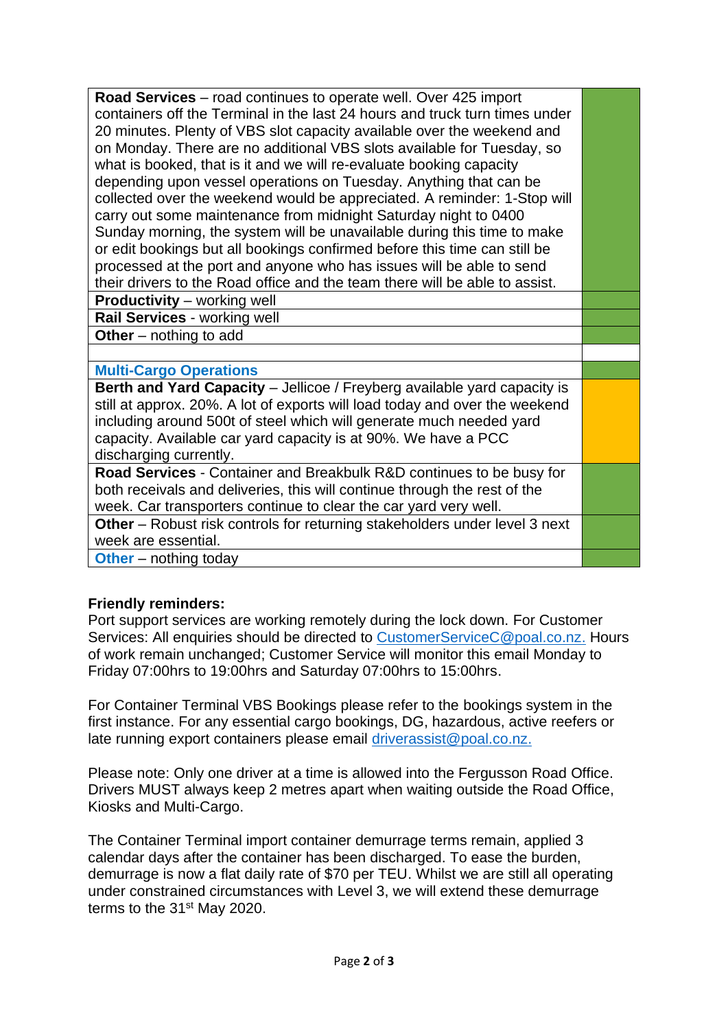| | |
|---|---|
| **Road Services** – road continues to operate well. Over 425 import containers off the Terminal in the last 24 hours and truck turn times under 20 minutes. Plenty of VBS slot capacity available over the weekend and on Monday. There are no additional VBS slots available for Tuesday, so what is booked, that is it and we will re-evaluate booking capacity depending upon vessel operations on Tuesday. Anything that can be collected over the weekend would be appreciated. A reminder: 1-Stop will carry out some maintenance from midnight Saturday night to 0400 Sunday morning, the system will be unavailable during this time to make or edit bookings but all bookings confirmed before this time can still be processed at the port and anyone who has issues will be able to send their drivers to the Road office and the team there will be able to assist. | |
| **Productivity** – working well | |
| **Rail Services** - working well | |
| **Other** – nothing to add | |
| | |
| **Multi-Cargo Operations** | |
| **Berth and Yard Capacity** – Jellicoe / Freyberg available yard capacity is still at approx. 20%. A lot of exports will load today and over the weekend including around 500t of steel which will generate much needed yard capacity. Available car yard capacity is at 90%. We have a PCC discharging currently. | |
| **Road Services** - Container and Breakbulk R&D continues to be busy for both receivals and deliveries, this will continue through the rest of the week. Car transporters continue to clear the car yard very well. | |
| **Other** – Robust risk controls for returning stakeholders under level 3 next week are essential. | |
| **Other** – nothing today | |

**Friendly reminders:**

Port support services are working remotely during the lock down. For Customer Services: All enquiries should be directed to CustomerServiceC@poal.co.nz. Hours of work remain unchanged; Customer Service will monitor this email Monday to Friday 07:00hrs to 19:00hrs and Saturday 07:00hrs to 15:00hrs.

For Container Terminal VBS Bookings please refer to the bookings system in the first instance. For any essential cargo bookings, DG, hazardous, active reefers or late running export containers please email driverassist@poal.co.nz.

Please note: Only one driver at a time is allowed into the Fergusson Road Office. Drivers MUST always keep 2 metres apart when waiting outside the Road Office, Kiosks and Multi-Cargo.

The Container Terminal import container demurrage terms remain, applied 3 calendar days after the container has been discharged. To ease the burden, demurrage is now a flat daily rate of $70 per TEU. Whilst we are still all operating under constrained circumstances with Level 3, we will extend these demurrage terms to the 31st May 2020.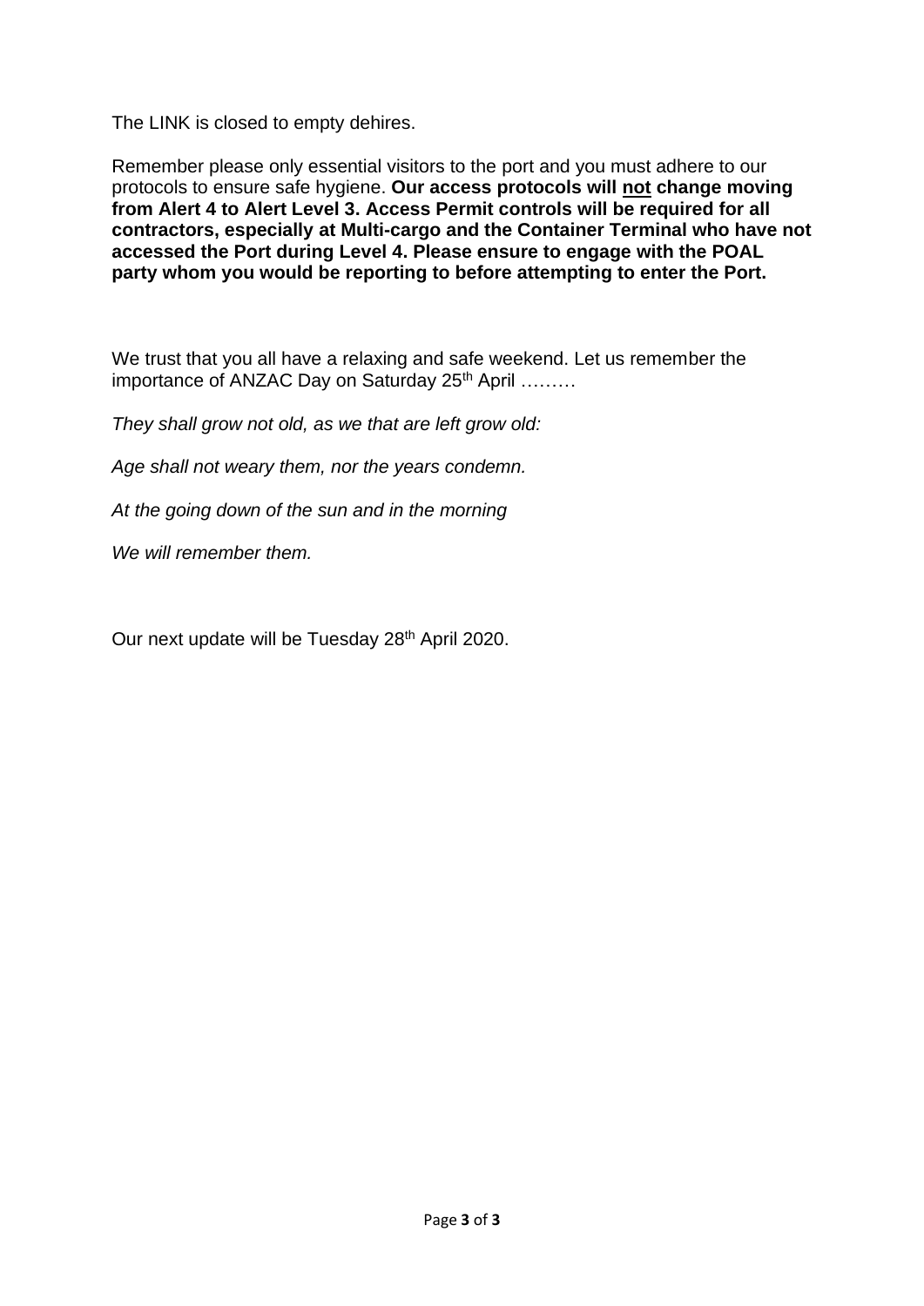The LINK is closed to empty dehires.

Remember please only essential visitors to the port and you must adhere to our protocols to ensure safe hygiene. **Our access protocols will <u>not</u> change moving from Alert 4 to Alert Level 3. Access Permit controls will be required for all contractors, especially at Multi-cargo and the Container Terminal who have not accessed the Port during Level 4. Please ensure to engage with the POAL party whom you would be reporting to before attempting to enter the Port.**

We trust that you all have a relaxing and safe weekend. Let us remember the importance of ANZAC Day on Saturday 25th April ………

*They shall grow not old, as we that are left grow old:*

*Age shall not weary them, nor the years condemn.*

*At the going down of the sun and in the morning*

*We will remember them.*

Our next update will be Tuesday 28th April 2020.